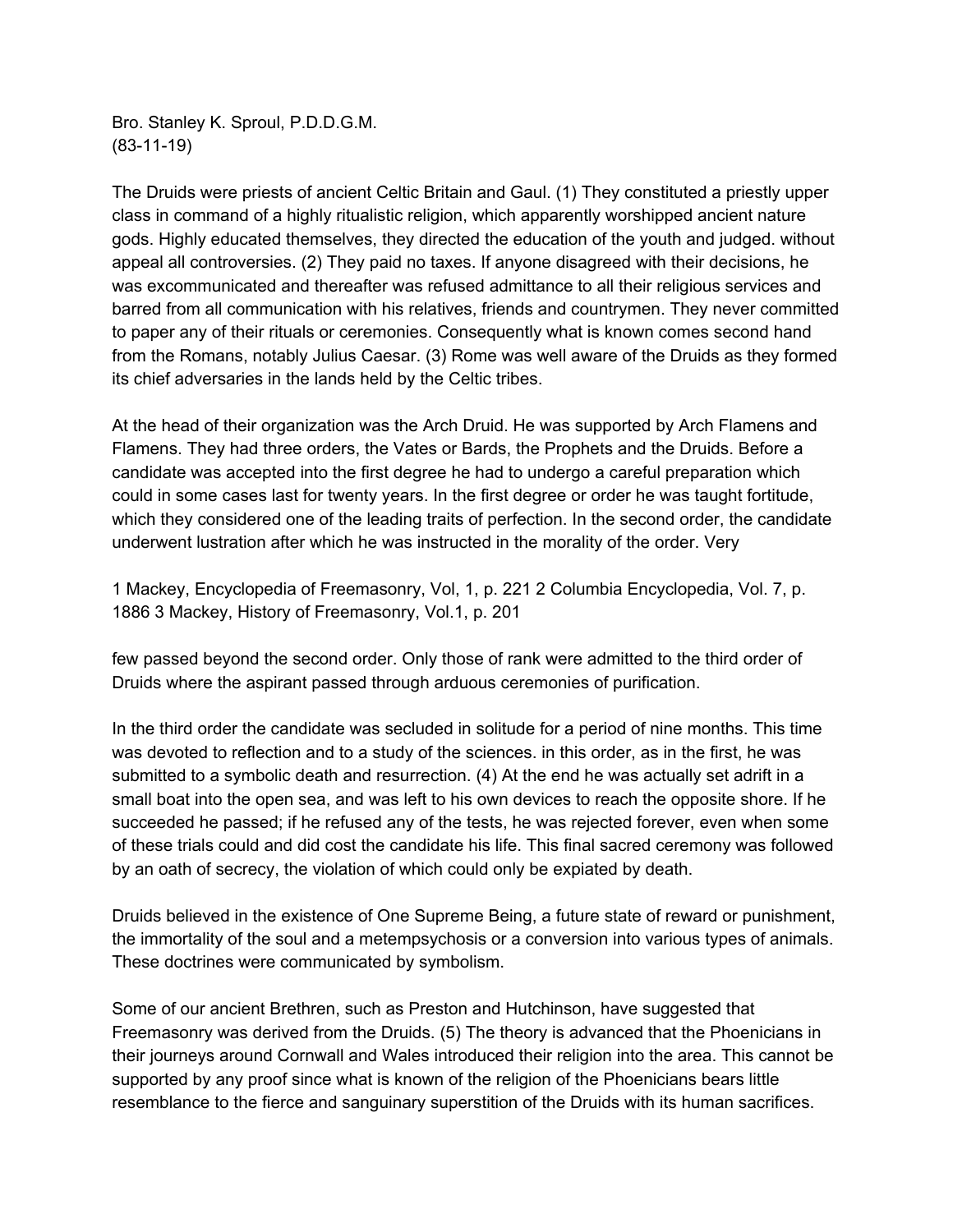Bro. Stanley K. Sproul, P.D.D.G.M.
(83-11-19)

The Druids were priests of ancient Celtic Britain and Gaul. (1) They constituted a priestly upper class in command of a highly ritualistic religion, which apparently worshipped ancient nature gods. Highly educated themselves, they directed the education of the youth and judged. without appeal all controversies. (2) They paid no taxes. If anyone disagreed with their decisions, he was excommunicated and thereafter was refused admittance to all their religious services and barred from all communication with his relatives, friends and countrymen. They never committed to paper any of their rituals or ceremonies. Consequently what is known comes second hand from the Romans, notably Julius Caesar. (3) Rome was well aware of the Druids as they formed its chief adversaries in the lands held by the Celtic tribes.

At the head of their organization was the Arch Druid. He was supported by Arch Flamens and Flamens. They had three orders, the Vates or Bards, the Prophets and the Druids. Before a candidate was accepted into the first degree he had to undergo a careful preparation which could in some cases last for twenty years. In the first degree or order he was taught fortitude, which they considered one of the leading traits of perfection. In the second order, the candidate underwent lustration after which he was instructed in the morality of the order. Very few passed beyond the second order. Only those of rank were admitted to the third order of Druids where the aspirant passed through arduous ceremonies of purification.

In the third order the candidate was secluded in solitude for a period of nine months. This time was devoted to reflection and to a study of the sciences. in this order, as in the first, he was submitted to a symbolic death and resurrection. (4) At the end he was actually set adrift in a small boat into the open sea, and was left to his own devices to reach the opposite shore. If he succeeded he passed; if he refused any of the tests, he was rejected forever, even when some of these trials could and did cost the candidate his life. This final sacred ceremony was followed by an oath of secrecy, the violation of which could only be expiated by death.

Druids believed in the existence of One Supreme Being, a future state of reward or punishment, the immortality of the soul and a metempsychosis or a conversion into various types of animals. These doctrines were communicated by symbolism.

Some of our ancient Brethren, such as Preston and Hutchinson, have suggested that Freemasonry was derived from the Druids. (5) The theory is advanced that the Phoenicians in their journeys around Cornwall and Wales introduced their religion into the area. This cannot be supported by any proof since what is known of the religion of the Phoenicians bears little resemblance to the fierce and sanguinary superstition of the Druids with its human sacrifices.

1 Mackey, Encyclopedia of Freemasonry, Vol, 1, p. 221 2 Columbia Encyclopedia, Vol. 7, p. 1886 3 Mackey, History of Freemasonry, Vol.1, p. 201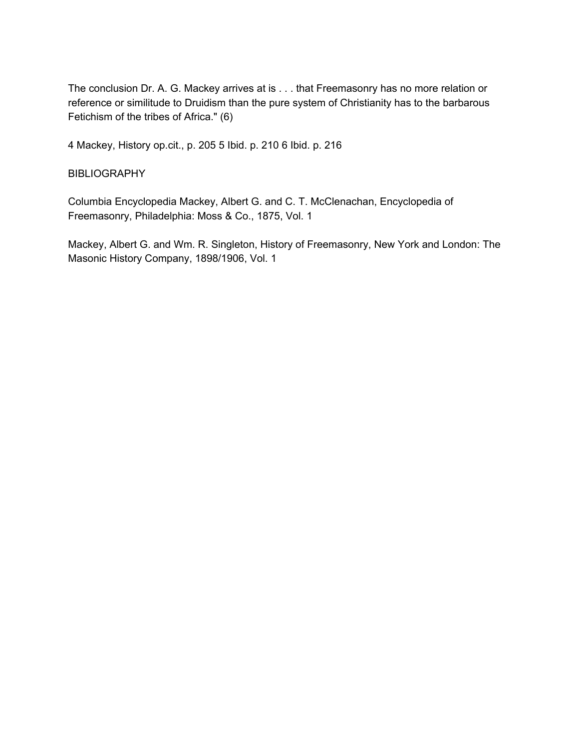The conclusion Dr. A. G. Mackey arrives at is . . . that Freemasonry has no more relation or reference or similitude to Druidism than the pure system of Christianity has to the barbarous Fetichism of the tribes of Africa." (6)

4 Mackey, History op.cit., p. 205 5 Ibid. p. 210 6 Ibid. p. 216

## BIBLIOGRAPHY

Columbia Encyclopedia Mackey, Albert G. and C. T. McClenachan, Encyclopedia of Freemasonry, Philadelphia: Moss & Co., 1875, Vol. 1

Mackey, Albert G. and Wm. R. Singleton, History of Freemasonry, New York and London: The Masonic History Company, 1898/1906, Vol. 1